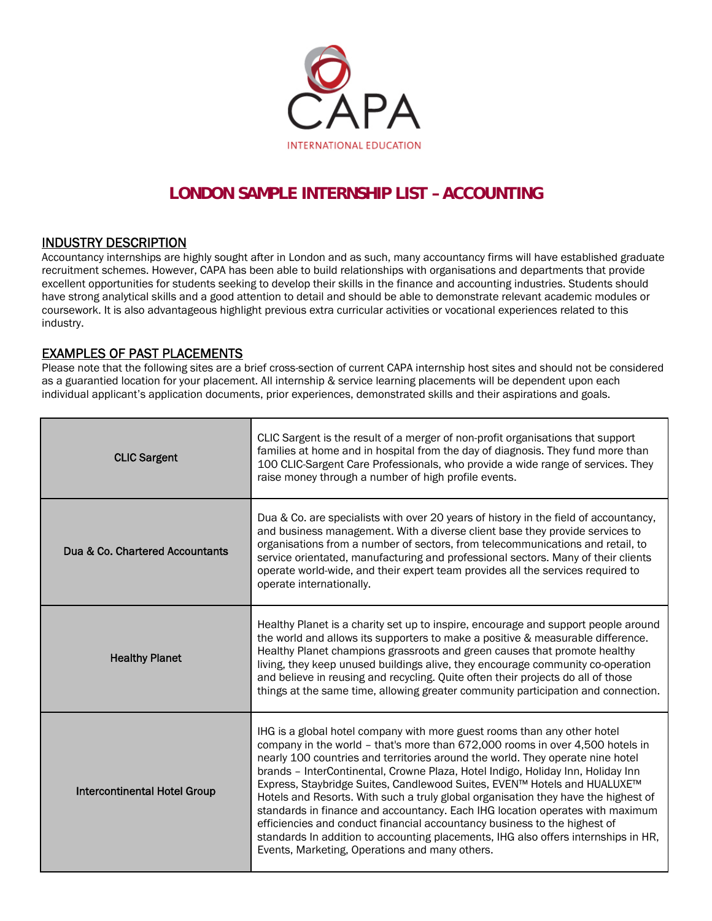CAPA

INTERNATIONAL EDUCATION

# LONDON SAMPLE INTERNSHIP LIST – ACCOUNTING

## INDUSTRY DESCRIPTION

Accountancy internships are highly sought after in London and as such, many accountancy firms will have established graduate recruitment schemes. However, CAPA has been able to build relationships with organisations and departments that provide excellent opportunities for students seeking to develop their skills in the finance and accounting industries. Students should have strong analytical skills and a good attention to detail and should be able to demonstrate relevant academic modules or coursework. It is also advantageous highlight previous extra curricular activities or vocational experiences related to this industry.

## EXAMPLES OF PAST PLACEMENTS

Please note that the following sites are a brief cross-section of current CAPA internship host sites and should not be considered as a guarantied location for your placement. All internship & service learning placements will be dependent upon each individual applicant's application documents, prior experiences, demonstrated skills and their aspirations and goals.

| | |
|---|---|
| **CLIC Sargent** | CLIC Sargent is the result of a merger of non-profit organisations that support families at home and in hospital from the day of diagnosis. They fund more than 100 CLIC-Sargent Care Professionals, who provide a wide range of services. They raise money through a number of high profile events. |
| **Dua & Co. Chartered Accountants** | Dua & Co. are specialists with over 20 years of history in the field of accountancy, and business management. With a diverse client base they provide services to organisations from a number of sectors, from telecommunications and retail, to service orientated, manufacturing and professional sectors. Many of their clients operate world-wide, and their expert team provides all the services required to operate internationally. |
| **Healthy Planet** | Healthy Planet is a charity set up to inspire, encourage and support people around the world and allows its supporters to make a positive & measurable difference. Healthy Planet champions grassroots and green causes that promote healthy living, they keep unused buildings alive, they encourage community co-operation and believe in reusing and recycling. Quite often their projects do all of those things at the same time, allowing greater community participation and connection. |
| **Intercontinental Hotel Group** | IHG is a global hotel company with more guest rooms than any other hotel company in the world – that's more than 672,000 rooms in over 4,500 hotels in nearly 100 countries and territories around the world. They operate nine hotel brands – InterContinental, Crowne Plaza, Hotel Indigo, Holiday Inn, Holiday Inn Express, Staybridge Suites, Candlewood Suites, EVEN™ Hotels and HUALUXE™ Hotels and Resorts. With such a truly global organisation they have the highest of standards in finance and accountancy. Each IHG location operates with maximum efficiencies and conduct financial accountancy business to the highest of standards In addition to accounting placements, IHG also offers internships in HR, Events, Marketing, Operations and many others. |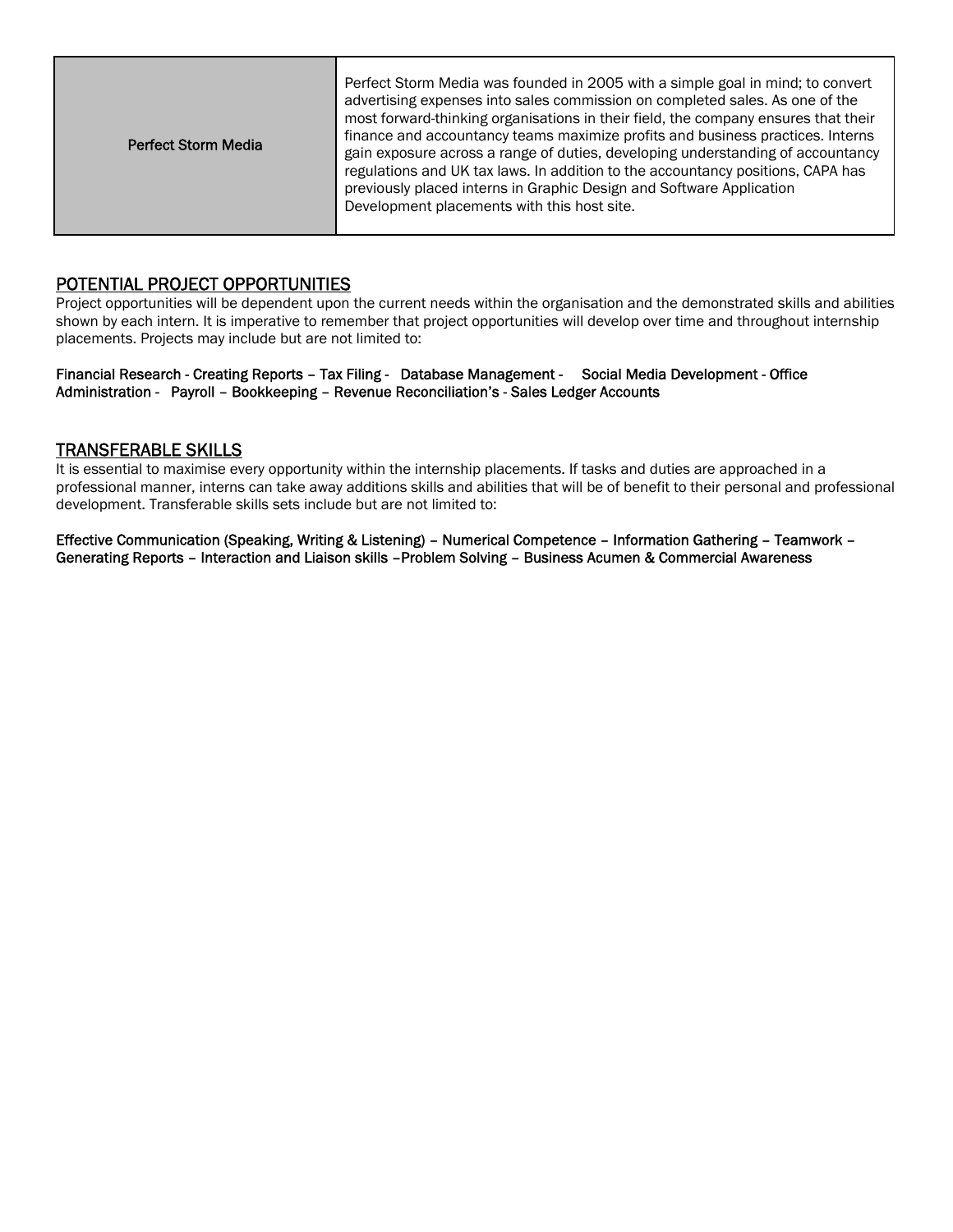| | |
|---|---|
| Perfect Storm Media | Perfect Storm Media was founded in 2005 with a simple goal in mind; to convert advertising expenses into sales commission on completed sales. As one of the most forward-thinking organisations in their field, the company ensures that their finance and accountancy teams maximize profits and business practices. Interns gain exposure across a range of duties, developing understanding of accountancy regulations and UK tax laws. In addition to the accountancy positions, CAPA has previously placed interns in Graphic Design and Software Application Development placements with this host site. |

## POTENTIAL PROJECT OPPORTUNITIES

Project opportunities will be dependent upon the current needs within the organisation and the demonstrated skills and abilities shown by each intern. It is imperative to remember that project opportunities will develop over time and throughout internship placements. Projects may include but are not limited to:

Financial Research - Creating Reports – Tax Filing - Database Management - Social Media Development - Office Administration - Payroll – Bookkeeping – Revenue Reconciliation's - Sales Ledger Accounts

## TRANSFERABLE SKILLS

It is essential to maximise every opportunity within the internship placements. If tasks and duties are approached in a professional manner, interns can take away additions skills and abilities that will be of benefit to their personal and professional development. Transferable skills sets include but are not limited to:

Effective Communication (Speaking, Writing & Listening) – Numerical Competence – Information Gathering – Teamwork – Generating Reports – Interaction and Liaison skills –Problem Solving – Business Acumen & Commercial Awareness